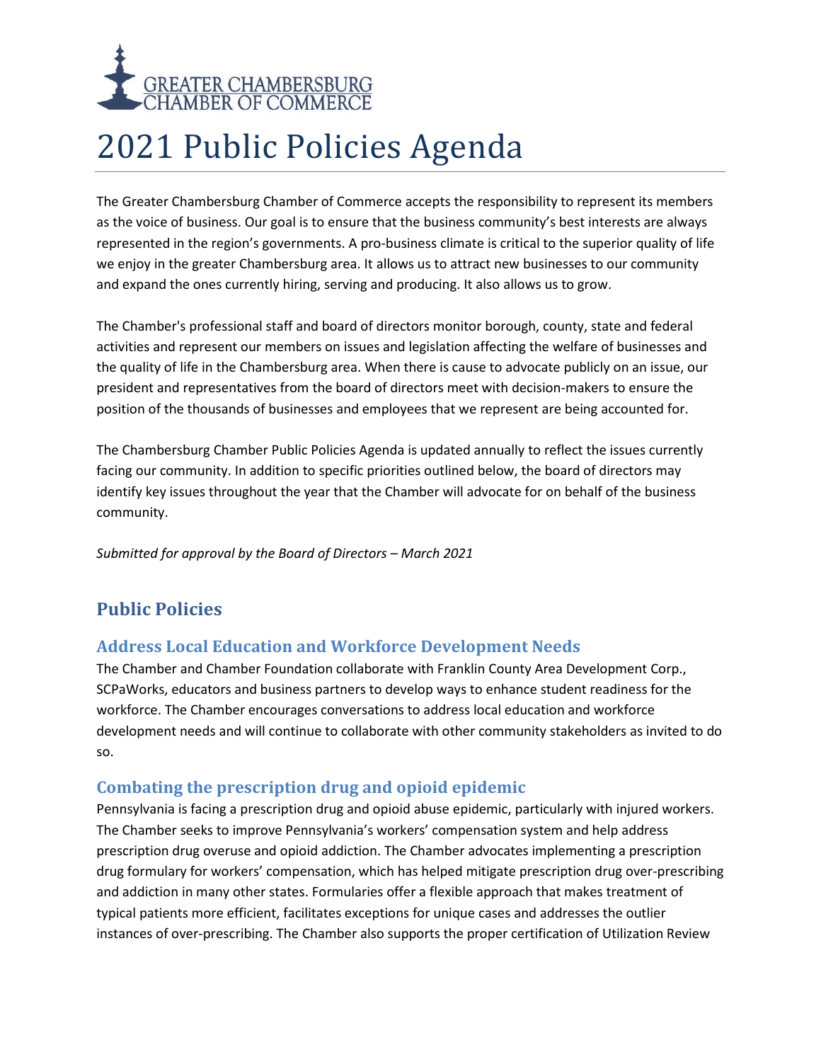GREATER CHAMBERSBURG CHAMBER OF COMMERCE

# 2021 Public Policies Agenda

The Greater Chambersburg Chamber of Commerce accepts the responsibility to represent its members as the voice of business. Our goal is to ensure that the business community's best interests are always represented in the region's governments. A pro-business climate is critical to the superior quality of life we enjoy in the greater Chambersburg area. It allows us to attract new businesses to our community and expand the ones currently hiring, serving and producing. It also allows us to grow.

The Chamber's professional staff and board of directors monitor borough, county, state and federal activities and represent our members on issues and legislation affecting the welfare of businesses and the quality of life in the Chambersburg area. When there is cause to advocate publicly on an issue, our president and representatives from the board of directors meet with decision-makers to ensure the position of the thousands of businesses and employees that we represent are being accounted for.

The Chambersburg Chamber Public Policies Agenda is updated annually to reflect the issues currently facing our community. In addition to specific priorities outlined below, the board of directors may identify key issues throughout the year that the Chamber will advocate for on behalf of the business community.

*Submitted for approval by the Board of Directors – March 2021*

## Public Policies

### Address Local Education and Workforce Development Needs

The Chamber and Chamber Foundation collaborate with Franklin County Area Development Corp., SCPaWorks, educators and business partners to develop ways to enhance student readiness for the workforce. The Chamber encourages conversations to address local education and workforce development needs and will continue to collaborate with other community stakeholders as invited to do so.

### Combating the prescription drug and opioid epidemic

Pennsylvania is facing a prescription drug and opioid abuse epidemic, particularly with injured workers. The Chamber seeks to improve Pennsylvania's workers' compensation system and help address prescription drug overuse and opioid addiction. The Chamber advocates implementing a prescription drug formulary for workers' compensation, which has helped mitigate prescription drug over-prescribing and addiction in many other states. Formularies offer a flexible approach that makes treatment of typical patients more efficient, facilitates exceptions for unique cases and addresses the outlier instances of over-prescribing. The Chamber also supports the proper certification of Utilization Review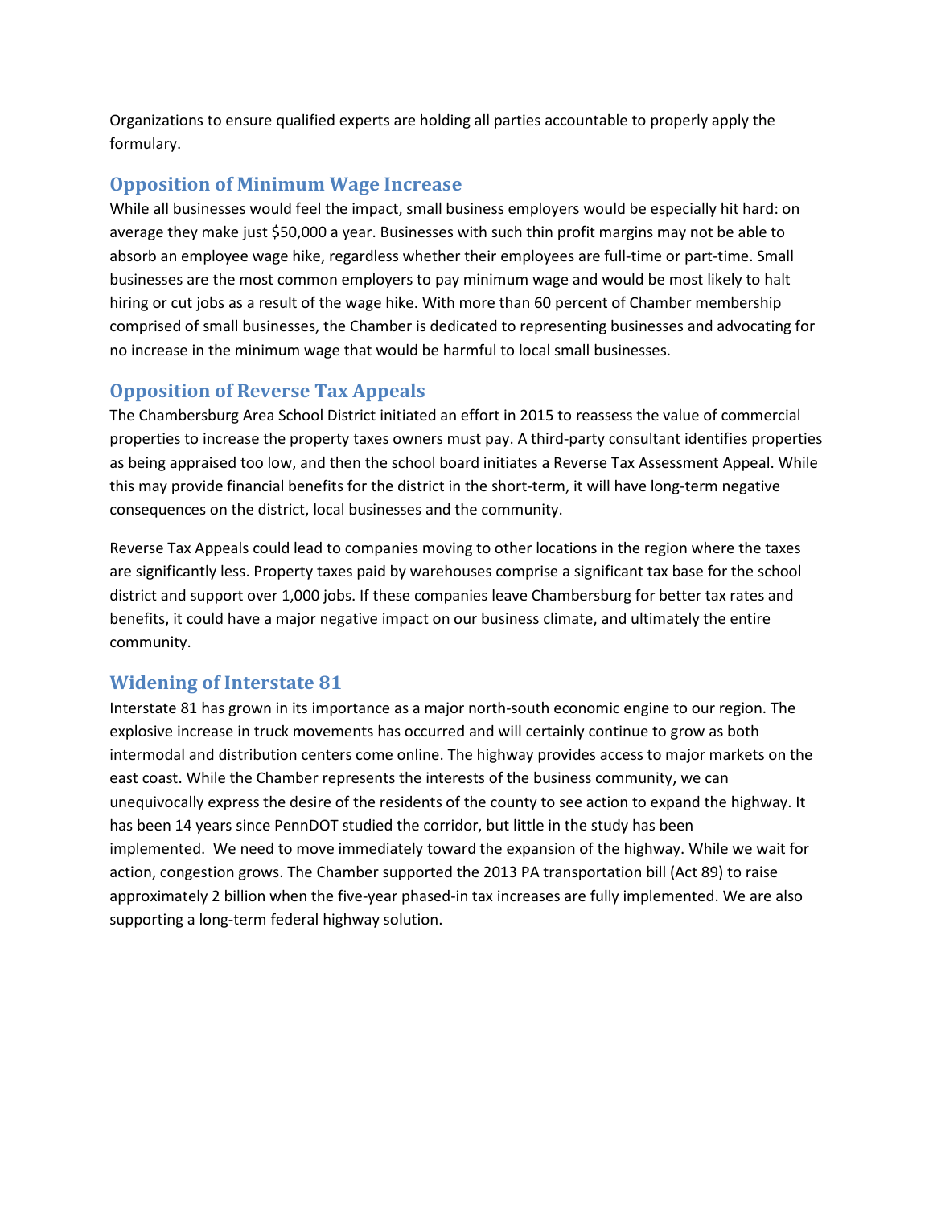Organizations to ensure qualified experts are holding all parties accountable to properly apply the formulary.

## Opposition of Minimum Wage Increase

While all businesses would feel the impact, small business employers would be especially hit hard: on average they make just $50,000 a year. Businesses with such thin profit margins may not be able to absorb an employee wage hike, regardless whether their employees are full-time or part-time. Small businesses are the most common employers to pay minimum wage and would be most likely to halt hiring or cut jobs as a result of the wage hike. With more than 60 percent of Chamber membership comprised of small businesses, the Chamber is dedicated to representing businesses and advocating for no increase in the minimum wage that would be harmful to local small businesses.

## Opposition of Reverse Tax Appeals

The Chambersburg Area School District initiated an effort in 2015 to reassess the value of commercial properties to increase the property taxes owners must pay. A third-party consultant identifies properties as being appraised too low, and then the school board initiates a Reverse Tax Assessment Appeal. While this may provide financial benefits for the district in the short-term, it will have long-term negative consequences on the district, local businesses and the community.

Reverse Tax Appeals could lead to companies moving to other locations in the region where the taxes are significantly less. Property taxes paid by warehouses comprise a significant tax base for the school district and support over 1,000 jobs. If these companies leave Chambersburg for better tax rates and benefits, it could have a major negative impact on our business climate, and ultimately the entire community.

## Widening of Interstate 81

Interstate 81 has grown in its importance as a major north-south economic engine to our region. The explosive increase in truck movements has occurred and will certainly continue to grow as both intermodal and distribution centers come online. The highway provides access to major markets on the east coast. While the Chamber represents the interests of the business community, we can unequivocally express the desire of the residents of the county to see action to expand the highway. It has been 14 years since PennDOT studied the corridor, but little in the study has been implemented. We need to move immediately toward the expansion of the highway. While we wait for action, congestion grows. The Chamber supported the 2013 PA transportation bill (Act 89) to raise approximately 2 billion when the five-year phased-in tax increases are fully implemented. We are also supporting a long-term federal highway solution.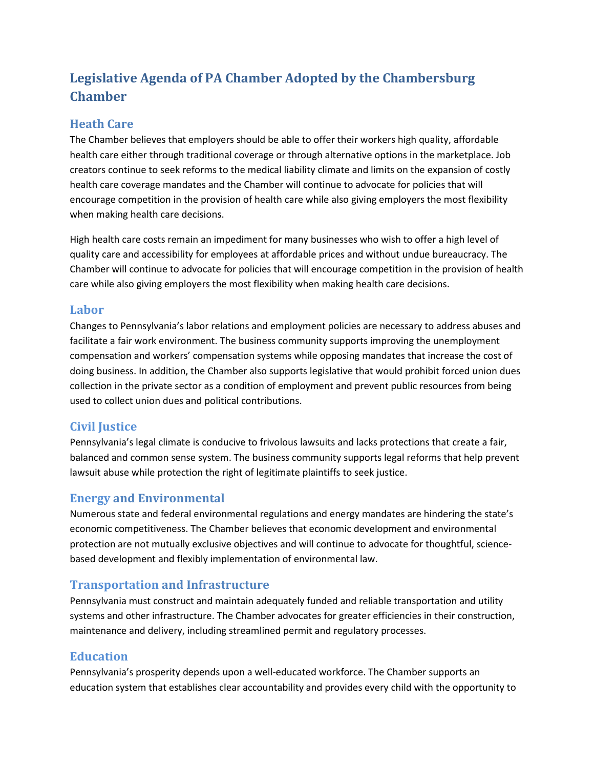## Legislative Agenda of PA Chamber Adopted by the Chambersburg Chamber

### Heath Care

The Chamber believes that employers should be able to offer their workers high quality, affordable health care either through traditional coverage or through alternative options in the marketplace. Job creators continue to seek reforms to the medical liability climate and limits on the expansion of costly health care coverage mandates and the Chamber will continue to advocate for policies that will encourage competition in the provision of health care while also giving employers the most flexibility when making health care decisions.

High health care costs remain an impediment for many businesses who wish to offer a high level of quality care and accessibility for employees at affordable prices and without undue bureaucracy. The Chamber will continue to advocate for policies that will encourage competition in the provision of health care while also giving employers the most flexibility when making health care decisions.

### Labor

Changes to Pennsylvania's labor relations and employment policies are necessary to address abuses and facilitate a fair work environment. The business community supports improving the unemployment compensation and workers' compensation systems while opposing mandates that increase the cost of doing business. In addition, the Chamber also supports legislative that would prohibit forced union dues collection in the private sector as a condition of employment and prevent public resources from being used to collect union dues and political contributions.

### Civil Justice

Pennsylvania's legal climate is conducive to frivolous lawsuits and lacks protections that create a fair, balanced and common sense system. The business community supports legal reforms that help prevent lawsuit abuse while protection the right of legitimate plaintiffs to seek justice.

### Energy and Environmental

Numerous state and federal environmental regulations and energy mandates are hindering the state's economic competitiveness. The Chamber believes that economic development and environmental protection are not mutually exclusive objectives and will continue to advocate for thoughtful, science-based development and flexibly implementation of environmental law.

### Transportation and Infrastructure

Pennsylvania must construct and maintain adequately funded and reliable transportation and utility systems and other infrastructure. The Chamber advocates for greater efficiencies in their construction, maintenance and delivery, including streamlined permit and regulatory processes.

### Education

Pennsylvania's prosperity depends upon a well-educated workforce. The Chamber supports an education system that establishes clear accountability and provides every child with the opportunity to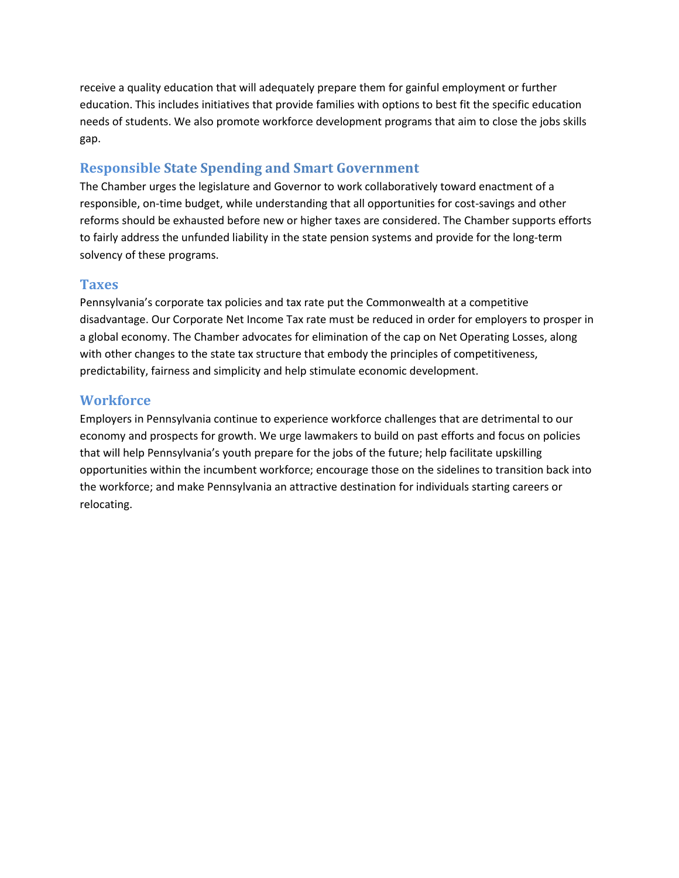receive a quality education that will adequately prepare them for gainful employment or further education. This includes initiatives that provide families with options to best fit the specific education needs of students. We also promote workforce development programs that aim to close the jobs skills gap.

## Responsible State Spending and Smart Government

The Chamber urges the legislature and Governor to work collaboratively toward enactment of a responsible, on-time budget, while understanding that all opportunities for cost-savings and other reforms should be exhausted before new or higher taxes are considered. The Chamber supports efforts to fairly address the unfunded liability in the state pension systems and provide for the long-term solvency of these programs.

## Taxes

Pennsylvania's corporate tax policies and tax rate put the Commonwealth at a competitive disadvantage. Our Corporate Net Income Tax rate must be reduced in order for employers to prosper in a global economy. The Chamber advocates for elimination of the cap on Net Operating Losses, along with other changes to the state tax structure that embody the principles of competitiveness, predictability, fairness and simplicity and help stimulate economic development.

## Workforce

Employers in Pennsylvania continue to experience workforce challenges that are detrimental to our economy and prospects for growth. We urge lawmakers to build on past efforts and focus on policies that will help Pennsylvania's youth prepare for the jobs of the future; help facilitate upskilling opportunities within the incumbent workforce; encourage those on the sidelines to transition back into the workforce; and make Pennsylvania an attractive destination for individuals starting careers or relocating.